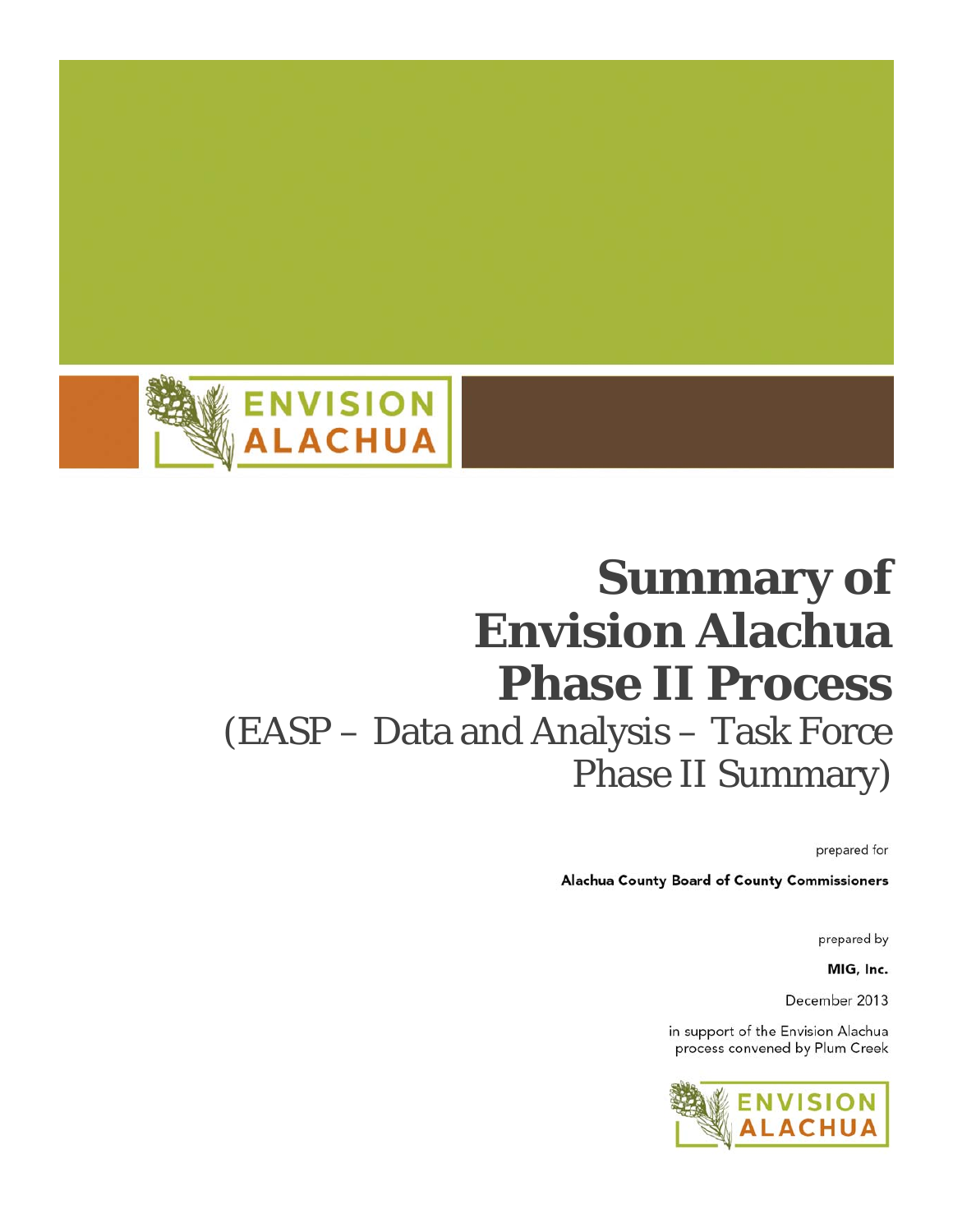ENVISION ALACHUA

# Summary of Envision Alachua Phase II Process

## (EASP – Data and Analysis – Task Force Phase II Summary)

prepared for

**Alachua County Board of County Commissioners**

prepared by

**MIG, Inc.**

December 2013

in support of the Envision Alachua process convened by Plum Creek

ENVISION ALACHUA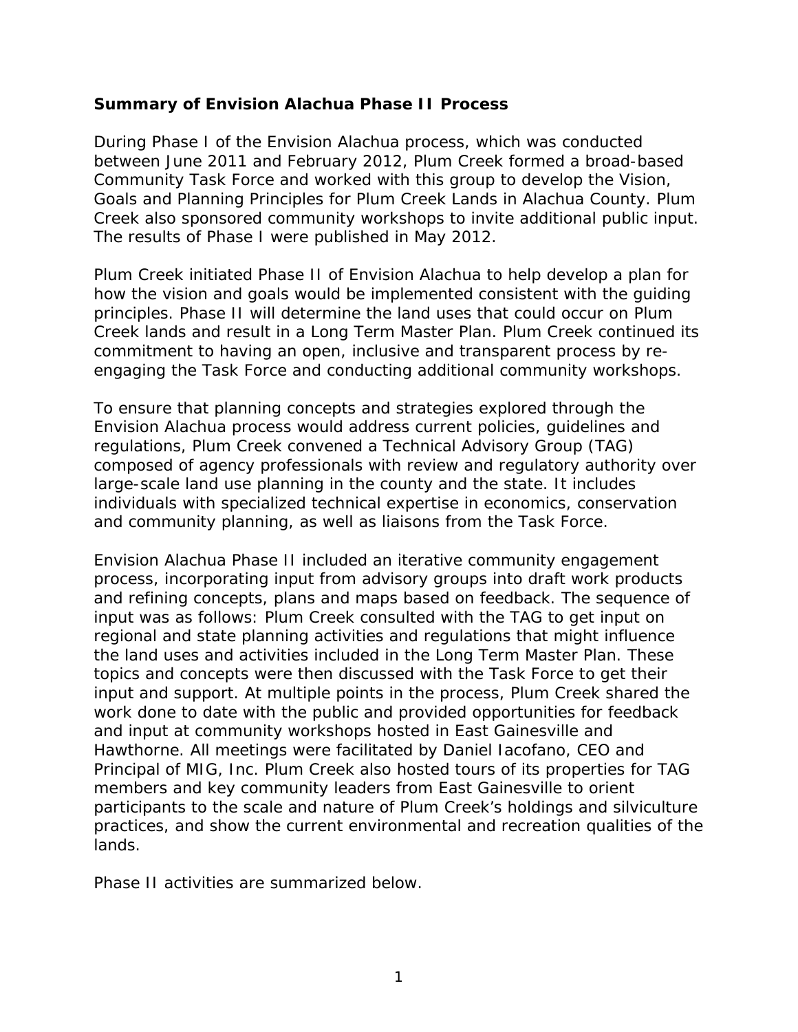## Summary of Envision Alachua Phase II Process

During Phase I of the Envision Alachua process, which was conducted between June 2011 and February 2012, Plum Creek formed a broad-based Community Task Force and worked with this group to develop the Vision, Goals and Planning Principles for Plum Creek Lands in Alachua County. Plum Creek also sponsored community workshops to invite additional public input. The results of Phase I were published in May 2012.

Plum Creek initiated Phase II of Envision Alachua to help develop a plan for how the vision and goals would be implemented consistent with the guiding principles. Phase II will determine the land uses that could occur on Plum Creek lands and result in a Long Term Master Plan. Plum Creek continued its commitment to having an open, inclusive and transparent process by re-engaging the Task Force and conducting additional community workshops.

To ensure that planning concepts and strategies explored through the Envision Alachua process would address current policies, guidelines and regulations, Plum Creek convened a Technical Advisory Group (TAG) composed of agency professionals with review and regulatory authority over large-scale land use planning in the county and the state. It includes individuals with specialized technical expertise in economics, conservation and community planning, as well as liaisons from the Task Force.

Envision Alachua Phase II included an iterative community engagement process, incorporating input from advisory groups into draft work products and refining concepts, plans and maps based on feedback. The sequence of input was as follows: Plum Creek consulted with the TAG to get input on regional and state planning activities and regulations that might influence the land uses and activities included in the Long Term Master Plan. These topics and concepts were then discussed with the Task Force to get their input and support. At multiple points in the process, Plum Creek shared the work done to date with the public and provided opportunities for feedback and input at community workshops hosted in East Gainesville and Hawthorne. All meetings were facilitated by Daniel Iacofano, CEO and Principal of MIG, Inc. Plum Creek also hosted tours of its properties for TAG members and key community leaders from East Gainesville to orient participants to the scale and nature of Plum Creek's holdings and silviculture practices, and show the current environmental and recreation qualities of the lands.

Phase II activities are summarized below.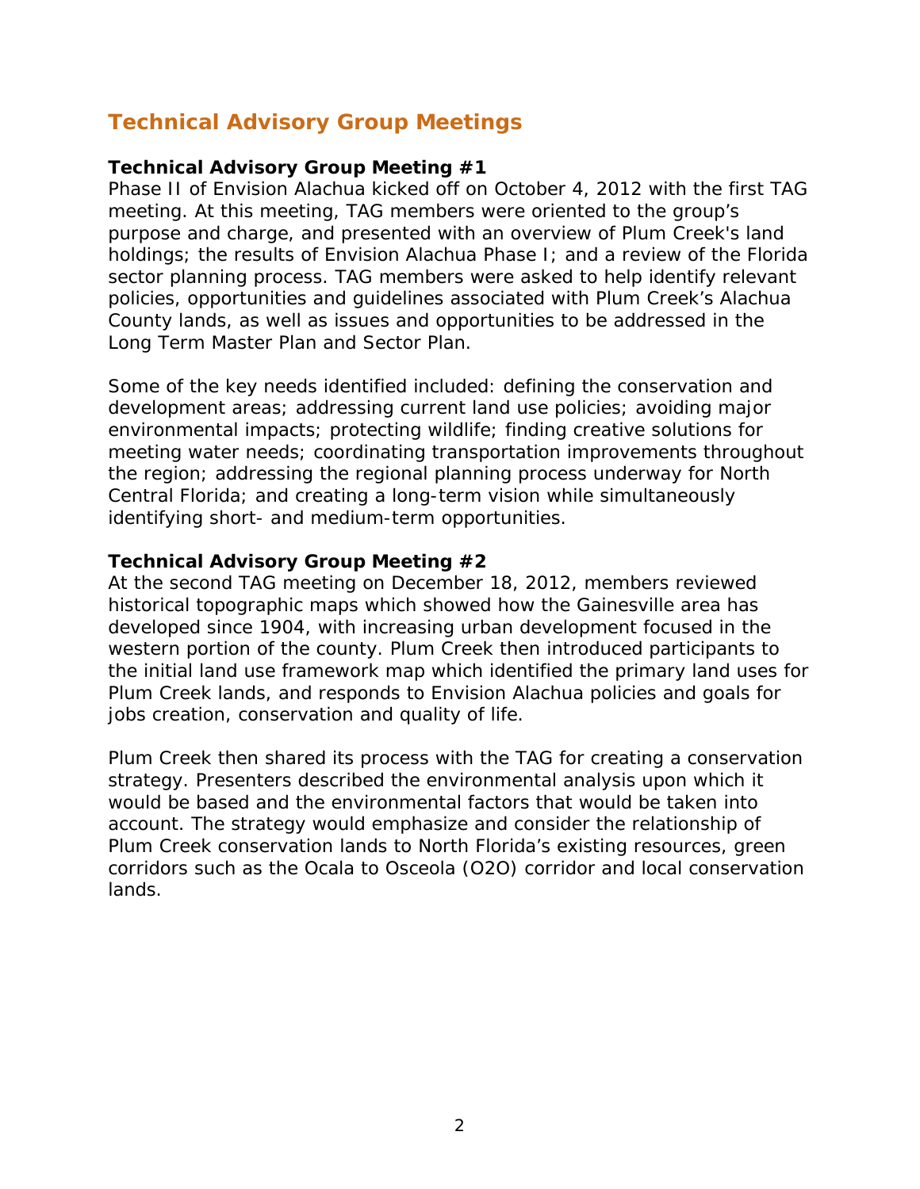## Technical Advisory Group Meetings

### Technical Advisory Group Meeting #1

Phase II of Envision Alachua kicked off on October 4, 2012 with the first TAG meeting. At this meeting, TAG members were oriented to the group's purpose and charge, and presented with an overview of Plum Creek's land holdings; the results of Envision Alachua Phase I; and a review of the Florida sector planning process. TAG members were asked to help identify relevant policies, opportunities and guidelines associated with Plum Creek's Alachua County lands, as well as issues and opportunities to be addressed in the Long Term Master Plan and Sector Plan.

Some of the key needs identified included: defining the conservation and development areas; addressing current land use policies; avoiding major environmental impacts; protecting wildlife; finding creative solutions for meeting water needs; coordinating transportation improvements throughout the region; addressing the regional planning process underway for North Central Florida; and creating a long-term vision while simultaneously identifying short- and medium-term opportunities.

### Technical Advisory Group Meeting #2

At the second TAG meeting on December 18, 2012, members reviewed historical topographic maps which showed how the Gainesville area has developed since 1904, with increasing urban development focused in the western portion of the county. Plum Creek then introduced participants to the initial land use framework map which identified the primary land uses for Plum Creek lands, and responds to Envision Alachua policies and goals for jobs creation, conservation and quality of life.

Plum Creek then shared its process with the TAG for creating a conservation strategy. Presenters described the environmental analysis upon which it would be based and the environmental factors that would be taken into account. The strategy would emphasize and consider the relationship of Plum Creek conservation lands to North Florida's existing resources, green corridors such as the Ocala to Osceola (O2O) corridor and local conservation lands.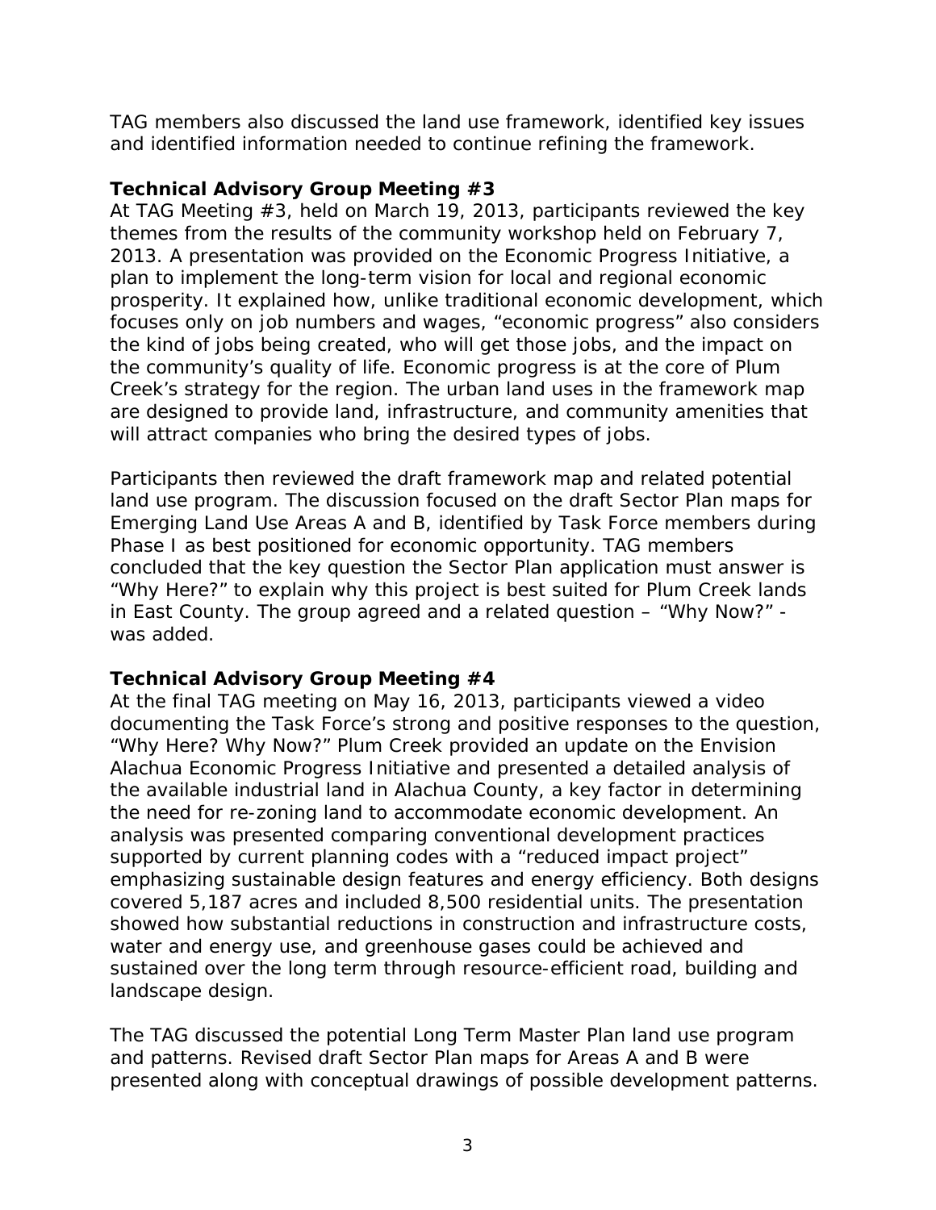TAG members also discussed the land use framework, identified key issues and identified information needed to continue refining the framework.

### Technical Advisory Group Meeting #3

At TAG Meeting #3, held on March 19, 2013, participants reviewed the key themes from the results of the community workshop held on February 7, 2013. A presentation was provided on the Economic Progress Initiative, a plan to implement the long-term vision for local and regional economic prosperity. It explained how, unlike traditional economic development, which focuses only on job numbers and wages, "economic progress" also considers the kind of jobs being created, who will get those jobs, and the impact on the community's quality of life. Economic progress is at the core of Plum Creek's strategy for the region. The urban land uses in the framework map are designed to provide land, infrastructure, and community amenities that will attract companies who bring the desired types of jobs.

Participants then reviewed the draft framework map and related potential land use program. The discussion focused on the draft Sector Plan maps for Emerging Land Use Areas A and B, identified by Task Force members during Phase I as best positioned for economic opportunity. TAG members concluded that the key question the Sector Plan application must answer is "Why Here?" to explain why this project is best suited for Plum Creek lands in East County. The group agreed and a related question – "Why Now?" - was added.

### Technical Advisory Group Meeting #4

At the final TAG meeting on May 16, 2013, participants viewed a video documenting the Task Force's strong and positive responses to the question, "Why Here? Why Now?" Plum Creek provided an update on the Envision Alachua Economic Progress Initiative and presented a detailed analysis of the available industrial land in Alachua County, a key factor in determining the need for re-zoning land to accommodate economic development. An analysis was presented comparing conventional development practices supported by current planning codes with a "reduced impact project" emphasizing sustainable design features and energy efficiency. Both designs covered 5,187 acres and included 8,500 residential units. The presentation showed how substantial reductions in construction and infrastructure costs, water and energy use, and greenhouse gases could be achieved and sustained over the long term through resource-efficient road, building and landscape design.

The TAG discussed the potential Long Term Master Plan land use program and patterns. Revised draft Sector Plan maps for Areas A and B were presented along with conceptual drawings of possible development patterns.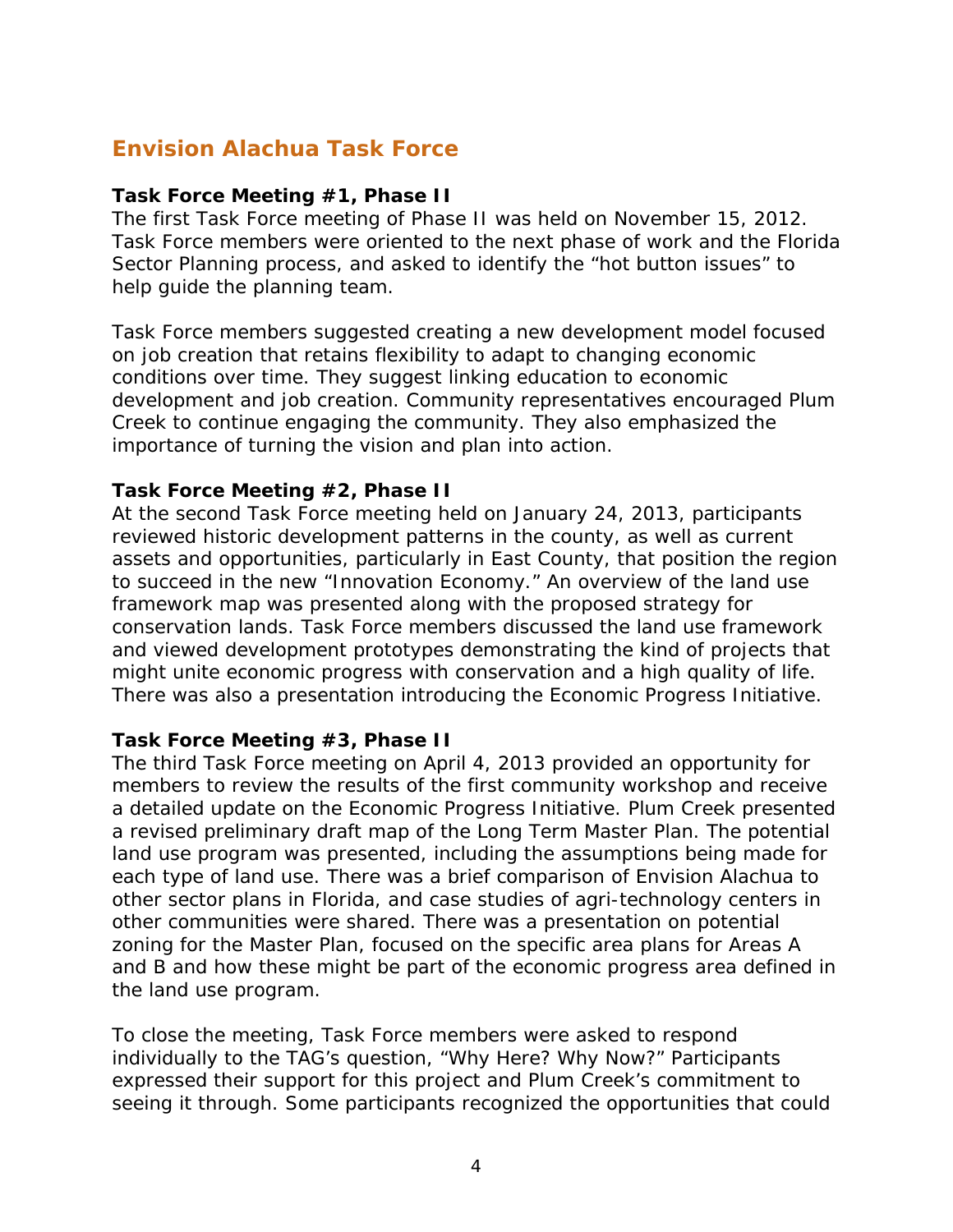## Envision Alachua Task Force

**Task Force Meeting #1, Phase II**

The first Task Force meeting of Phase II was held on November 15, 2012. Task Force members were oriented to the next phase of work and the Florida Sector Planning process, and asked to identify the "hot button issues" to help guide the planning team.

Task Force members suggested creating a new development model focused on job creation that retains flexibility to adapt to changing economic conditions over time. They suggest linking education to economic development and job creation. Community representatives encouraged Plum Creek to continue engaging the community. They also emphasized the importance of turning the vision and plan into action.

**Task Force Meeting #2, Phase II**

At the second Task Force meeting held on January 24, 2013, participants reviewed historic development patterns in the county, as well as current assets and opportunities, particularly in East County, that position the region to succeed in the new "Innovation Economy." An overview of the land use framework map was presented along with the proposed strategy for conservation lands. Task Force members discussed the land use framework and viewed development prototypes demonstrating the kind of projects that might unite economic progress with conservation and a high quality of life. There was also a presentation introducing the Economic Progress Initiative.

**Task Force Meeting #3, Phase II**

The third Task Force meeting on April 4, 2013 provided an opportunity for members to review the results of the first community workshop and receive a detailed update on the Economic Progress Initiative. Plum Creek presented a revised preliminary draft map of the Long Term Master Plan. The potential land use program was presented, including the assumptions being made for each type of land use. There was a brief comparison of Envision Alachua to other sector plans in Florida, and case studies of agri-technology centers in other communities were shared. There was a presentation on potential zoning for the Master Plan, focused on the specific area plans for Areas A and B and how these might be part of the economic progress area defined in the land use program.

To close the meeting, Task Force members were asked to respond individually to the TAG's question, "Why Here? Why Now?" Participants expressed their support for this project and Plum Creek's commitment to seeing it through. Some participants recognized the opportunities that could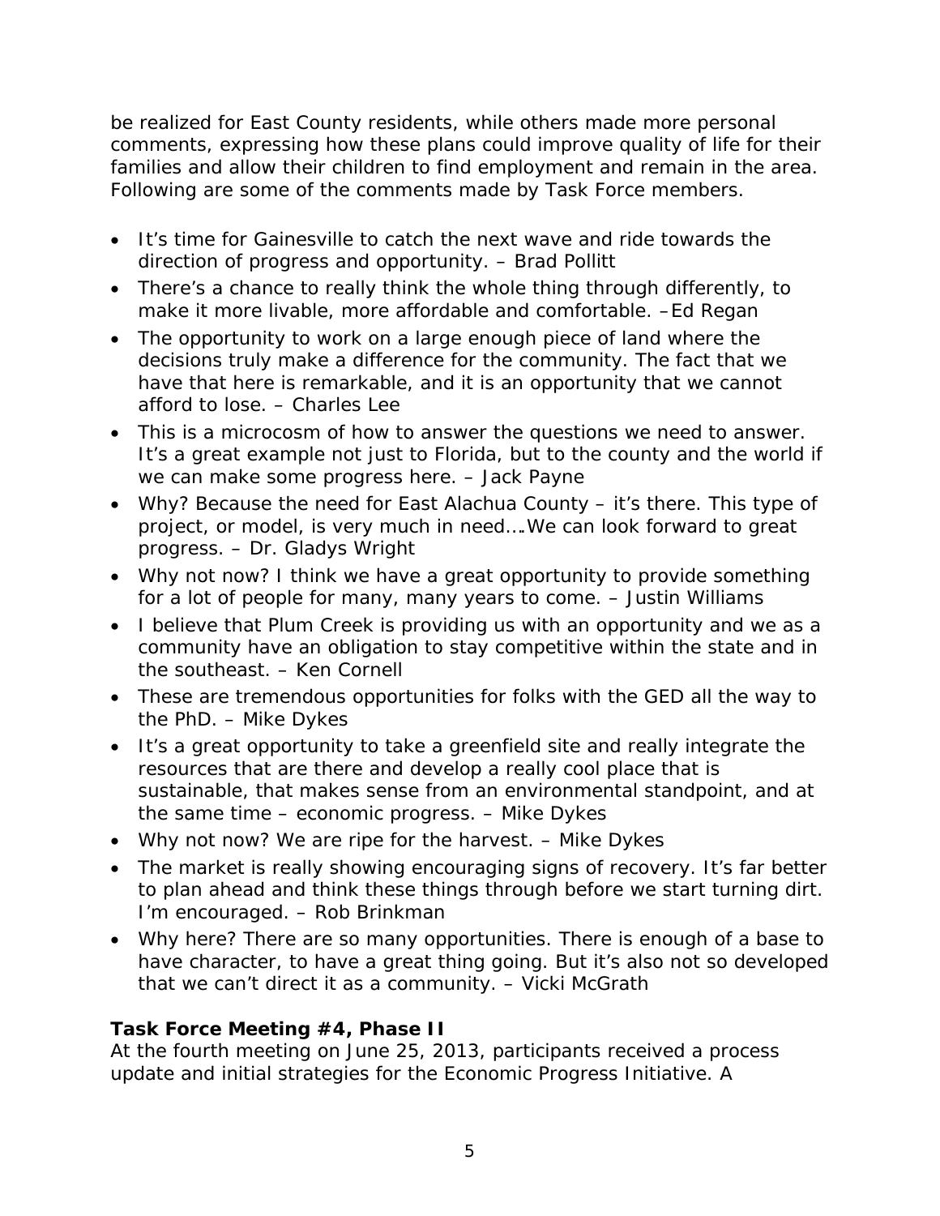be realized for East County residents, while others made more personal comments, expressing how these plans could improve quality of life for their families and allow their children to find employment and remain in the area. Following are some of the comments made by Task Force members.

- It's time for Gainesville to catch the next wave and ride towards the direction of progress and opportunity. – Brad Pollitt
- There's a chance to really think the whole thing through differently, to make it more livable, more affordable and comfortable. –Ed Regan
- The opportunity to work on a large enough piece of land where the decisions truly make a difference for the community. The fact that we have that here is remarkable, and it is an opportunity that we cannot afford to lose. – Charles Lee
- This is a microcosm of how to answer the questions we need to answer. It's a great example not just to Florida, but to the county and the world if we can make some progress here. – Jack Payne
- Why? Because the need for East Alachua County – it's there. This type of project, or model, is very much in need….We can look forward to great progress. – Dr. Gladys Wright
- Why not now? I think we have a great opportunity to provide something for a lot of people for many, many years to come. – Justin Williams
- I believe that Plum Creek is providing us with an opportunity and we as a community have an obligation to stay competitive within the state and in the southeast. – Ken Cornell
- These are tremendous opportunities for folks with the GED all the way to the PhD. – Mike Dykes
- It's a great opportunity to take a greenfield site and really integrate the resources that are there and develop a really cool place that is sustainable, that makes sense from an environmental standpoint, and at the same time – economic progress. – Mike Dykes
- Why not now? We are ripe for the harvest. – Mike Dykes
- The market is really showing encouraging signs of recovery. It's far better to plan ahead and think these things through before we start turning dirt. I'm encouraged. – Rob Brinkman
- Why here? There are so many opportunities. There is enough of a base to have character, to have a great thing going. But it's also not so developed that we can't direct it as a community. – Vicki McGrath

**Task Force Meeting #4, Phase II**

At the fourth meeting on June 25, 2013, participants received a process update and initial strategies for the Economic Progress Initiative. A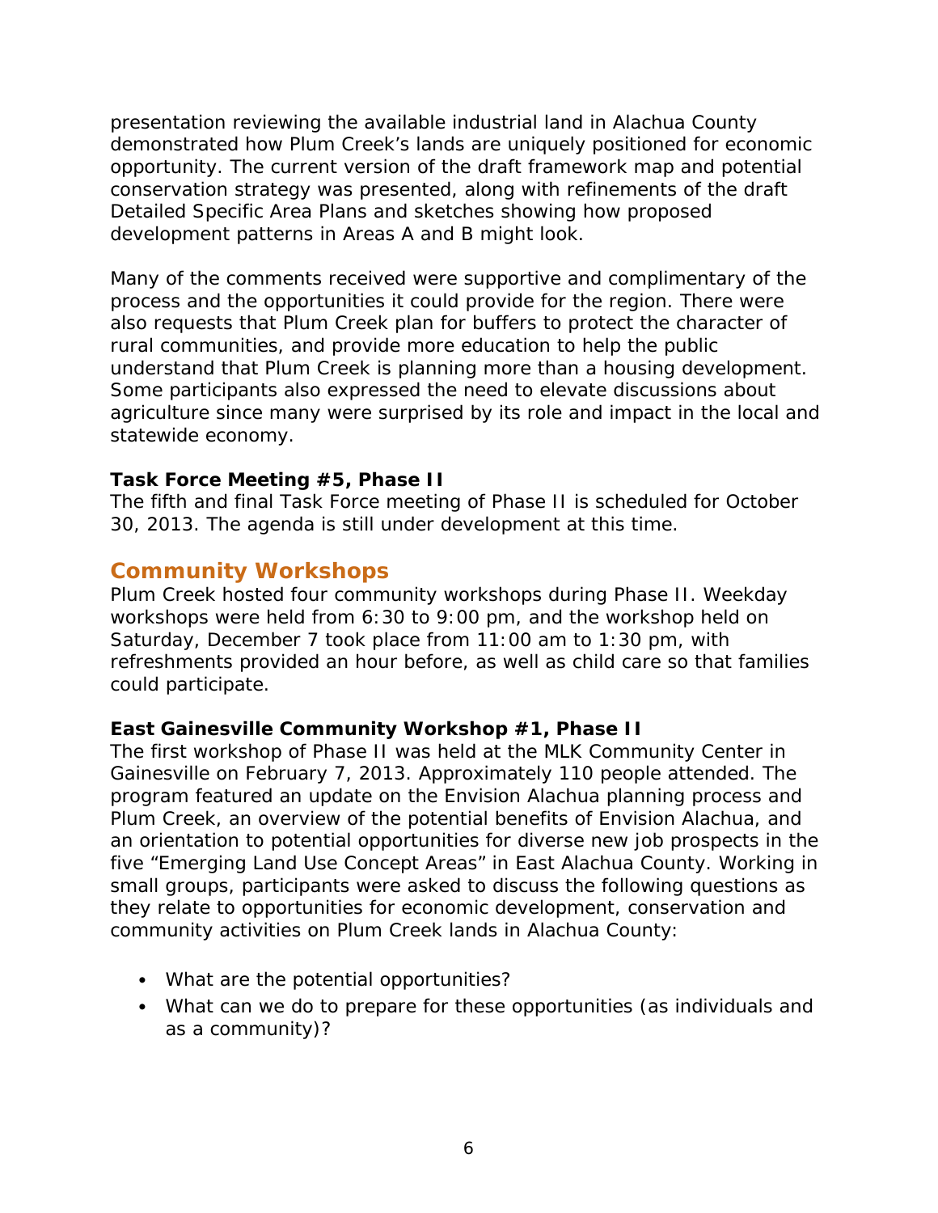presentation reviewing the available industrial land in Alachua County demonstrated how Plum Creek's lands are uniquely positioned for economic opportunity. The current version of the draft framework map and potential conservation strategy was presented, along with refinements of the draft Detailed Specific Area Plans and sketches showing how proposed development patterns in Areas A and B might look.

Many of the comments received were supportive and complimentary of the process and the opportunities it could provide for the region. There were also requests that Plum Creek plan for buffers to protect the character of rural communities, and provide more education to help the public understand that Plum Creek is planning more than a housing development. Some participants also expressed the need to elevate discussions about agriculture since many were surprised by its role and impact in the local and statewide economy.

**Task Force Meeting #5, Phase II**

The fifth and final Task Force meeting of Phase II is scheduled for October 30, 2013. The agenda is still under development at this time.

## Community Workshops

Plum Creek hosted four community workshops during Phase II. Weekday workshops were held from 6:30 to 9:00 pm, and the workshop held on Saturday, December 7 took place from 11:00 am to 1:30 pm, with refreshments provided an hour before, as well as child care so that families could participate.

**East Gainesville Community Workshop #1, Phase II**

The first workshop of Phase II was held at the MLK Community Center in Gainesville on February 7, 2013. Approximately 110 people attended. The program featured an update on the Envision Alachua planning process and Plum Creek, an overview of the potential benefits of Envision Alachua, and an orientation to potential opportunities for diverse new job prospects in the five "Emerging Land Use Concept Areas" in East Alachua County. Working in small groups, participants were asked to discuss the following questions as they relate to opportunities for economic development, conservation and community activities on Plum Creek lands in Alachua County:

- What are the potential opportunities?
- What can we do to prepare for these opportunities (as individuals and as a community)?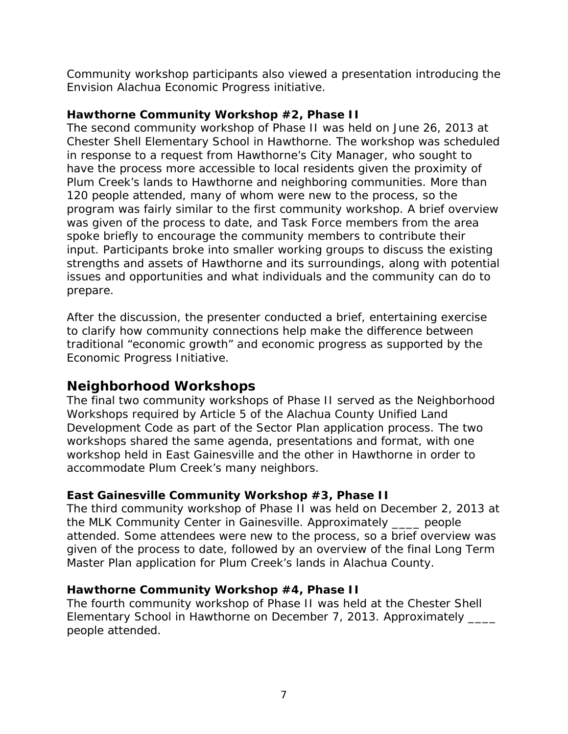Community workshop participants also viewed a presentation introducing the Envision Alachua Economic Progress initiative.

**Hawthorne Community Workshop #2, Phase II**

The second community workshop of Phase II was held on June 26, 2013 at Chester Shell Elementary School in Hawthorne. The workshop was scheduled in response to a request from Hawthorne's City Manager, who sought to have the process more accessible to local residents given the proximity of Plum Creek's lands to Hawthorne and neighboring communities. More than 120 people attended, many of whom were new to the process, so the program was fairly similar to the first community workshop. A brief overview was given of the process to date, and Task Force members from the area spoke briefly to encourage the community members to contribute their input. Participants broke into smaller working groups to discuss the existing strengths and assets of Hawthorne and its surroundings, along with potential issues and opportunities and what individuals and the community can do to prepare.

After the discussion, the presenter conducted a brief, entertaining exercise to clarify how community connections help make the difference between traditional "economic growth" and economic progress as supported by the Economic Progress Initiative.

## Neighborhood Workshops

The final two community workshops of Phase II served as the Neighborhood Workshops required by Article 5 of the Alachua County Unified Land Development Code as part of the Sector Plan application process. The two workshops shared the same agenda, presentations and format, with one workshop held in East Gainesville and the other in Hawthorne in order to accommodate Plum Creek's many neighbors.

**East Gainesville Community Workshop #3, Phase II**

The third community workshop of Phase II was held on December 2, 2013 at the MLK Community Center in Gainesville. Approximately ____ people attended. Some attendees were new to the process, so a brief overview was given of the process to date, followed by an overview of the final Long Term Master Plan application for Plum Creek's lands in Alachua County.

**Hawthorne Community Workshop #4, Phase II**

The fourth community workshop of Phase II was held at the Chester Shell Elementary School in Hawthorne on December 7, 2013. Approximately ____ people attended.